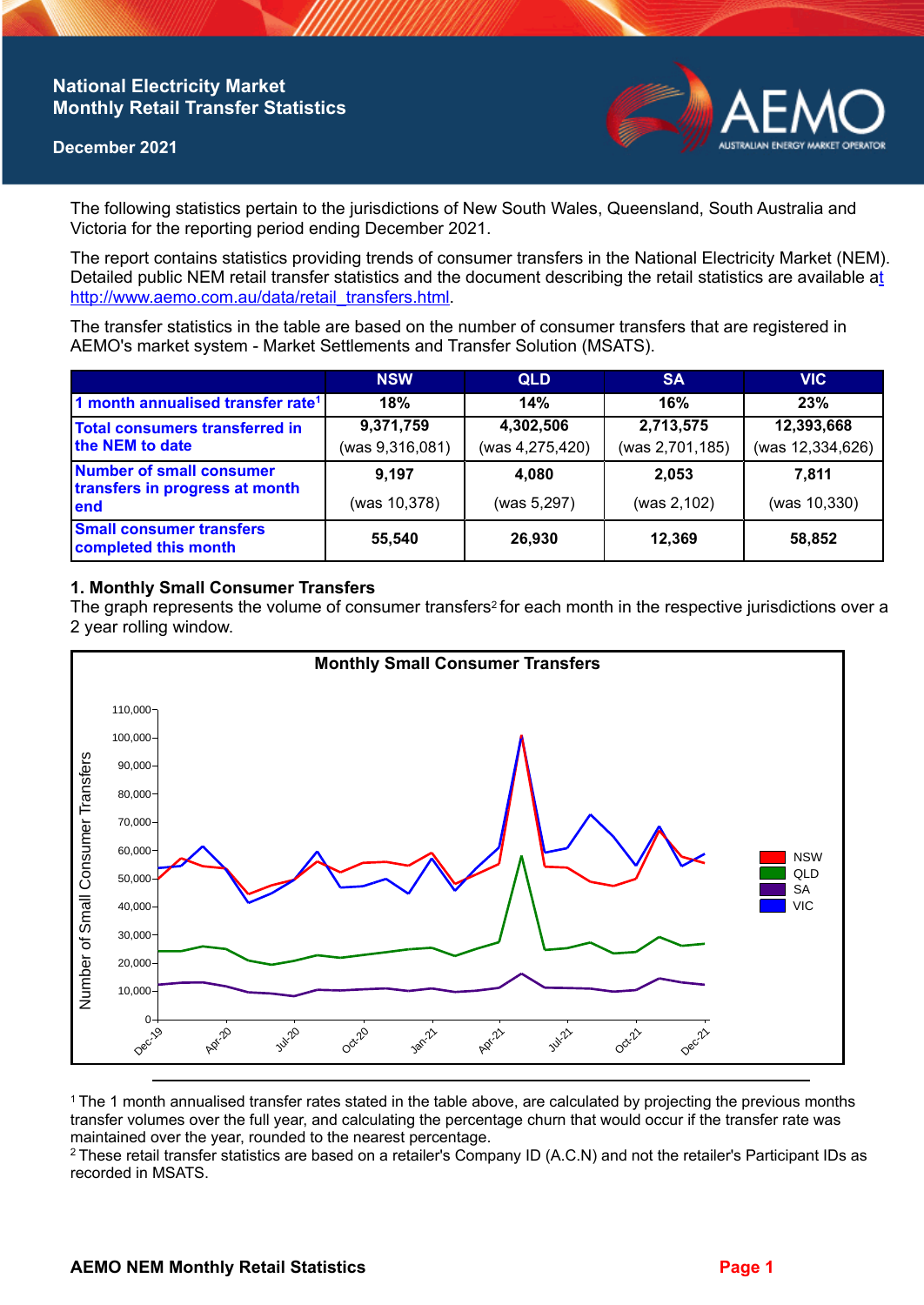# National Electricity Market Monthly Retail Transfer Statistics

**December 2021**

The following statistics pertain to the jurisdictions of New South Wales, Queensland, South Australia and Victoria for the reporting period ending December 2021.

The report contains statistics providing trends of consumer transfers in the National Electricity Market (NEM). Detailed public NEM retail transfer statistics and the document describing the retail statistics are available at http://www.aemo.com.au/data/retail_transfers.html.

The transfer statistics in the table are based on the number of consumer transfers that are registered in AEMO's market system - Market Settlements and Transfer Solution (MSATS).

| | NSW | QLD | SA | VIC |
|---|---|---|---|---|
| 1 month annualised transfer rate[1] | 18% | 14% | 16% | 23% |
| Total consumers transferred in the NEM to date | 9,371,759 (was 9,316,081) | 4,302,506 (was 4,275,420) | 2,713,575 (was 2,701,185) | 12,393,668 (was 12,334,626) |
| Number of small consumer transfers in progress at month end | 9,197 (was 10,378) | 4,080 (was 5,297) | 2,053 (was 2,102) | 7,811 (was 10,330) |
| Small consumer transfers completed this month | 55,540 | 26,930 | 12,369 | 58,852 |

## 1. Monthly Small Consumer Transfers

The graph represents the volume of consumer transfers[2] for each month in the respective jurisdictions over a 2 year rolling window.

[1] The 1 month annualised transfer rates stated in the table above, are calculated by projecting the previous months transfer volumes over the full year, and calculating the percentage churn that would occur if the transfer rate was maintained over the year, rounded to the nearest percentage.

[2] These retail transfer statistics are based on a retailer's Company ID (A.C.N) and not the retailer's Participant IDs as recorded in MSATS.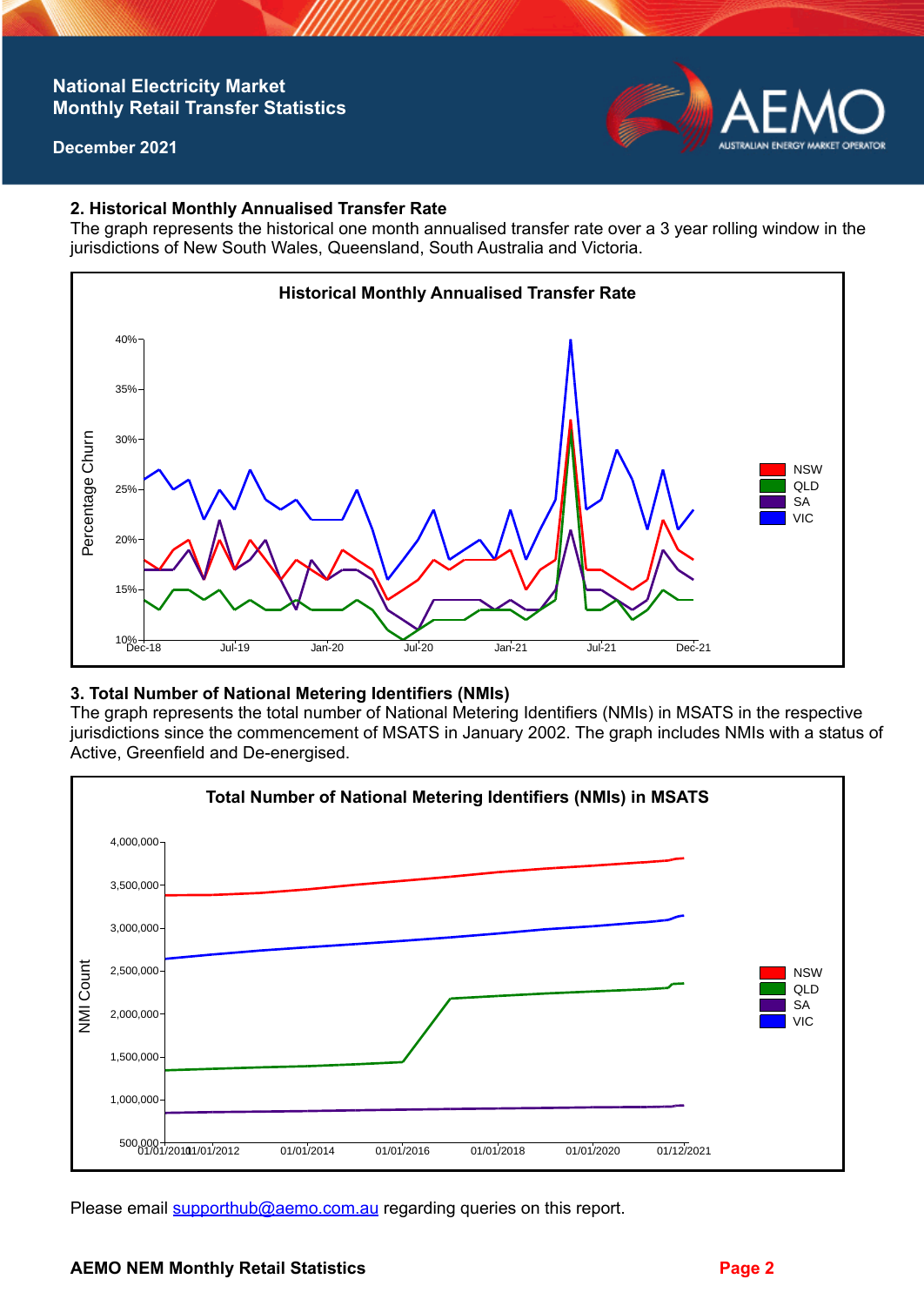National Electricity Market
Monthly Retail Transfer Statistics

December 2021

## 2. Historical Monthly Annualised Transfer Rate

The graph represents the historical one month annualised transfer rate over a 3 year rolling window in the jurisdictions of New South Wales, Queensland, South Australia and Victoria.

Historical Monthly Annualised Transfer Rate

Percentage Churn

40%
35%
30%
25%
20%
15%
10%

Dec-18
Jul-19
Jan-20
Jul-20
Jan-21
Jul-21
Dec-21

NSW
QLD
SA
VIC

## 3. Total Number of National Metering Identifiers (NMIs)

The graph represents the total number of National Metering Identifiers (NMIs) in MSATS in the respective jurisdictions since the commencement of MSATS in January 2002. The graph includes NMIs with a status of Active, Greenfield and De-energised.

Total Number of National Metering Identifiers (NMIs) in MSATS

NMI Count

4,000,000
3,500,000
3,000,000
2,500,000
2,000,000
1,500,000
1,000,000
500,000

01/01/2010
01/01/2012
01/01/2014
01/01/2016
01/01/2018
01/01/2020
01/12/2021

NSW
QLD
SA
VIC

Please email supporthub@aemo.com.au regarding queries on this report.